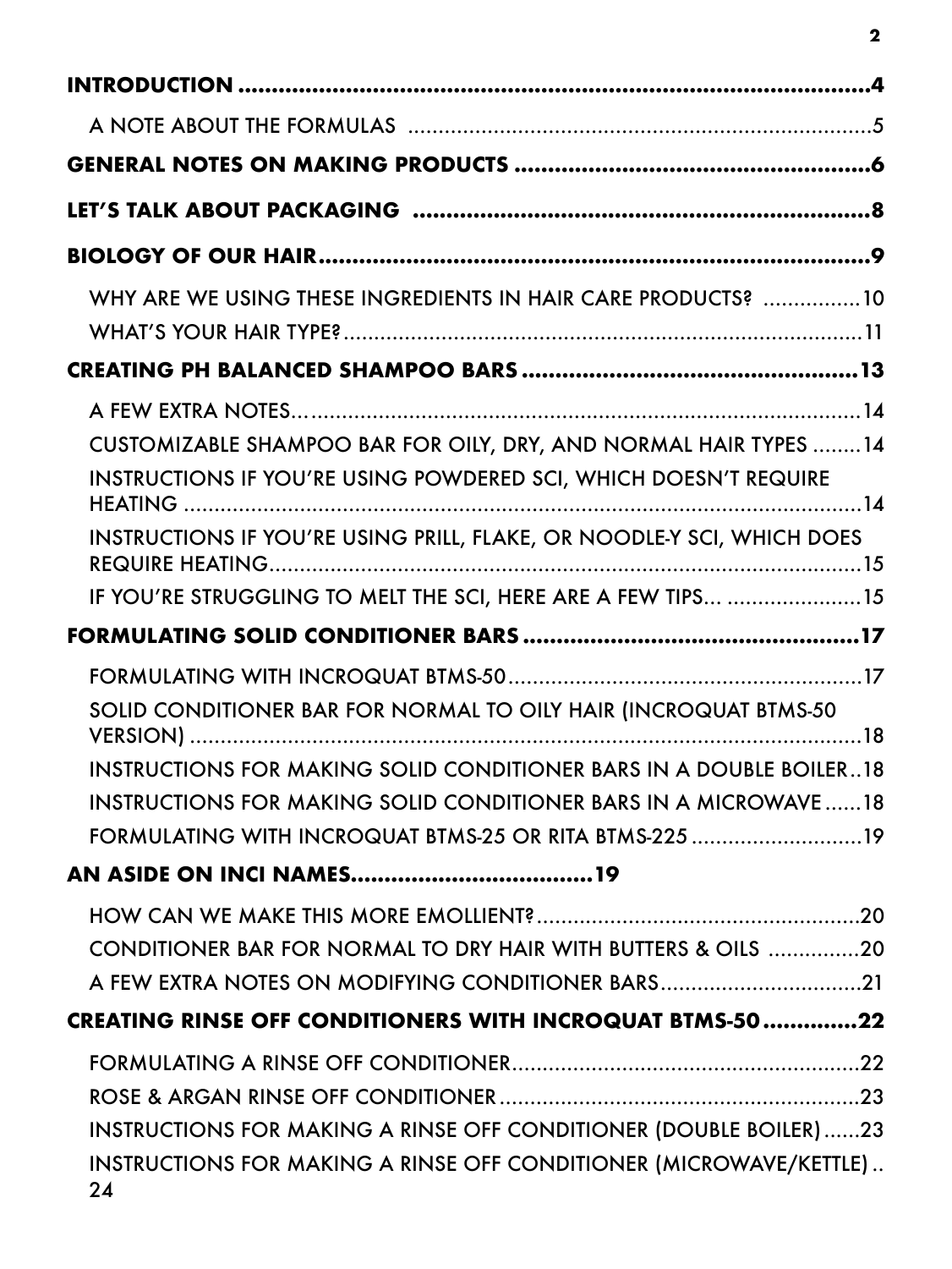**INTRODUCTION** ........................................................................................4

A NOTE ABOUT THE FORMULAS ..........................................................................5

**GENERAL NOTES ON MAKING PRODUCTS** ......................................................6

**LET'S TALK ABOUT PACKAGING** ....................................................................8

**BIOLOGY OF OUR HAIR** ....................................................................................9

WHY ARE WE USING THESE INGREDIENTS IN HAIR CARE PRODUCTS? ................10

WHAT'S YOUR HAIR TYPE? ....................................................................................11

**CREATING PH BALANCED SHAMPOO BARS** ...................................................13

A FEW EXTRA NOTES… ..........................................................................................14

CUSTOMIZABLE SHAMPOO BAR FOR OILY, DRY, AND NORMAL HAIR TYPES ........14

INSTRUCTIONS IF YOU'RE USING POWDERED SCI, WHICH DOESN'T REQUIRE HEATING ........................................................................................................14

INSTRUCTIONS IF YOU'RE USING PRILL, FLAKE, OR NOODLE-Y SCI, WHICH DOES REQUIRE HEATING ..............................................................................................15

IF YOU'RE STRUGGLING TO MELT THE SCI, HERE ARE A FEW TIPS... ......................15

**FORMULATING SOLID CONDITIONER BARS** ...................................................17

FORMULATING WITH INCROQUAT BTMS-50 ..........................................................17

SOLID CONDITIONER BAR FOR NORMAL TO OILY HAIR (INCROQUAT BTMS-50 VERSION) ........................................................................................................18

INSTRUCTIONS FOR MAKING SOLID CONDITIONER BARS IN A DOUBLE BOILER ..18

INSTRUCTIONS FOR MAKING SOLID CONDITIONER BARS IN A MICROWAVE ......18

FORMULATING WITH INCROQUAT BTMS-25 OR RITA BTMS-225 ............................19

**AN ASIDE ON INCI NAMES** ....................................19

HOW CAN WE MAKE THIS MORE EMOLLIENT? .....................................................20

CONDITIONER BAR FOR NORMAL TO DRY HAIR WITH BUTTERS & OILS ...............20

A FEW EXTRA NOTES ON MODIFYING CONDITIONER BARS .................................21

**CREATING RINSE OFF CONDITIONERS WITH INCROQUAT BTMS-50** .............22

FORMULATING A RINSE OFF CONDITIONER ..........................................................22

ROSE & ARGAN RINSE OFF CONDITIONER ...........................................................23

INSTRUCTIONS FOR MAKING A RINSE OFF CONDITIONER (DOUBLE BOILER) ......23

INSTRUCTIONS FOR MAKING A RINSE OFF CONDITIONER (MICROWAVE/KETTLE) .. 24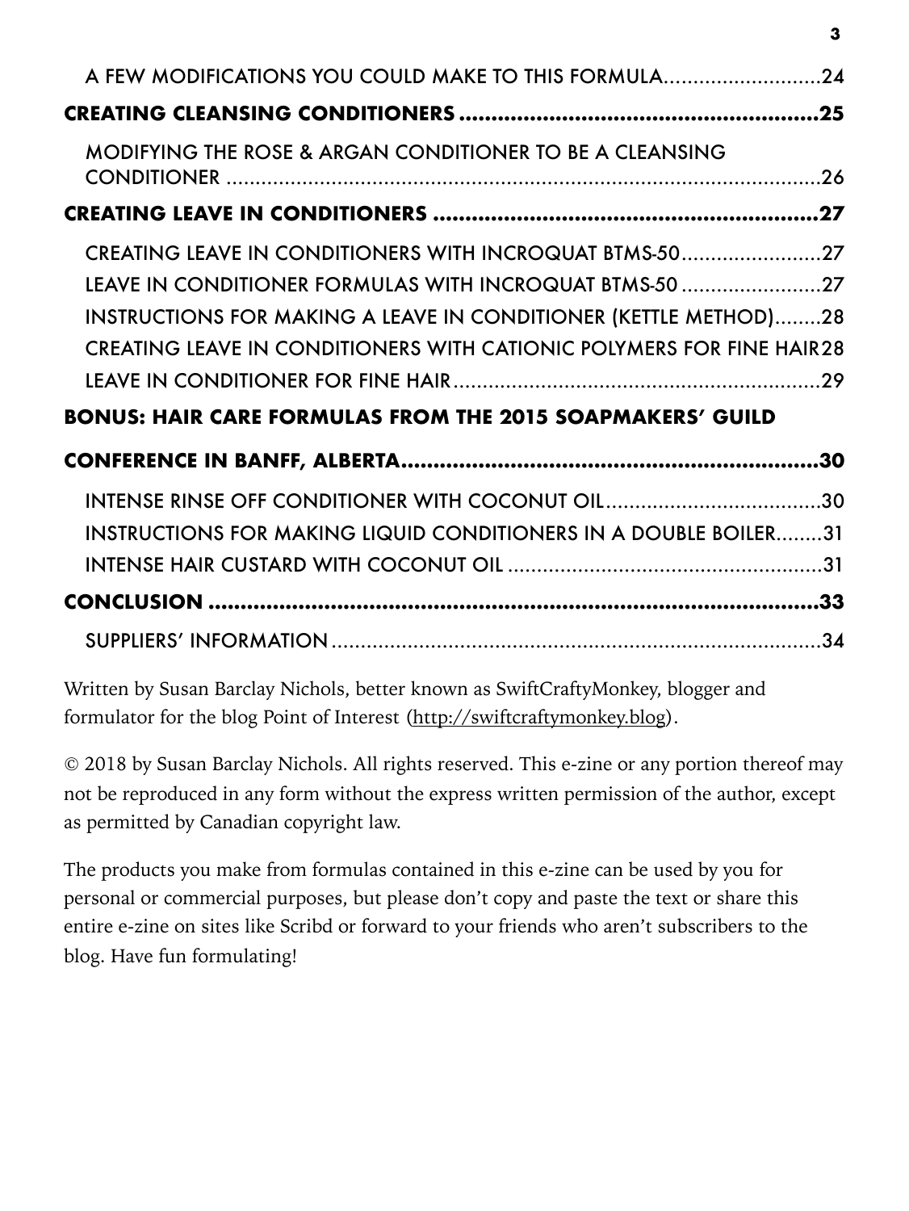A FEW MODIFICATIONS YOU COULD MAKE TO THIS FORMULA...........................24

**CREATING CLEANSING CONDITIONERS .......................................................25**

MODIFYING THE ROSE & ARGAN CONDITIONER TO BE A CLEANSING CONDITIONER ..........................................................................................................26

**CREATING LEAVE IN CONDITIONERS ..........................................................27**

CREATING LEAVE IN CONDITIONERS WITH INCROQUAT BTMS-50........................27

LEAVE IN CONDITIONER FORMULAS WITH INCROQUAT BTMS-50 ........................27

INSTRUCTIONS FOR MAKING A LEAVE IN CONDITIONER (KETTLE METHOD)........28

CREATING LEAVE IN CONDITIONERS WITH CATIONIC POLYMERS FOR FINE HAIR28

LEAVE IN CONDITIONER FOR FINE HAIR..............................................................29

**BONUS: HAIR CARE FORMULAS FROM THE 2015 SOAPMAKERS' GUILD CONFERENCE IN BANFF, ALBERTA.................................................................30**

INTENSE RINSE OFF CONDITIONER WITH COCONUT OIL.....................................30

INSTRUCTIONS FOR MAKING LIQUID CONDITIONERS IN A DOUBLE BOILER........31

INTENSE HAIR CUSTARD WITH COCONUT OIL ......................................................31

**CONCLUSION ..............................................................................................33**

SUPPLIERS' INFORMATION ....................................................................................34

Written by Susan Barclay Nichols, better known as SwiftCraftyMonkey, blogger and formulator for the blog Point of Interest (http://swiftcraftymonkey.blog).

© 2018 by Susan Barclay Nichols. All rights reserved. This e-zine or any portion thereof may not be reproduced in any form without the express written permission of the author, except as permitted by Canadian copyright law.

The products you make from formulas contained in this e-zine can be used by you for personal or commercial purposes, but please don't copy and paste the text or share this entire e-zine on sites like Scribd or forward to your friends who aren't subscribers to the blog. Have fun formulating!